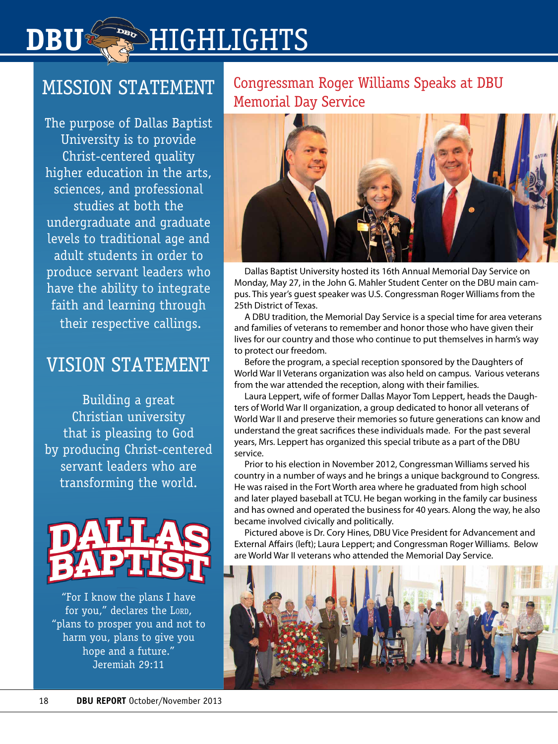# DBU HIGHLIGHTS

## MISSION STATEMENT

The purpose of Dallas Baptist University is to provide Christ-centered quality higher education in the arts, sciences, and professional studies at both the undergraduate and graduate levels to traditional age and adult students in order to produce servant leaders who have the ability to integrate faith and learning through their respective callings.

## VISION STATEMENT

Building a great Christian university that is pleasing to God by producing Christ-centered servant leaders who are transforming the world.

DALLAS BAPTIST

"For I know the plans I have for you," declares the LORD, "plans to prosper you and not to harm you, plans to give you hope and a future."
Jeremiah 29:11

## Congressman Roger Williams Speaks at DBU Memorial Day Service

Dallas Baptist University hosted its 16th Annual Memorial Day Service on Monday, May 27, in the John G. Mahler Student Center on the DBU main campus. This year's guest speaker was U.S. Congressman Roger Williams from the 25th District of Texas.

A DBU tradition, the Memorial Day Service is a special time for area veterans and families of veterans to remember and honor those who have given their lives for our country and those who continue to put themselves in harm's way to protect our freedom.

Before the program, a special reception sponsored by the Daughters of World War II Veterans organization was also held on campus. Various veterans from the war attended the reception, along with their families.

Laura Leppert, wife of former Dallas Mayor Tom Leppert, heads the Daughters of World War II organization, a group dedicated to honor all veterans of World War II and preserve their memories so future generations can know and understand the great sacrifices these individuals made. For the past several years, Mrs. Leppert has organized this special tribute as a part of the DBU service.

Prior to his election in November 2012, Congressman Williams served his country in a number of ways and he brings a unique background to Congress. He was raised in the Fort Worth area where he graduated from high school and later played baseball at TCU. He began working in the family car business and has owned and operated the business for 40 years. Along the way, he also became involved civically and politically.

Pictured above is Dr. Cory Hines, DBU Vice President for Advancement and External Affairs (left); Laura Leppert; and Congressman Roger Williams. Below are World War II veterans who attended the Memorial Day Service.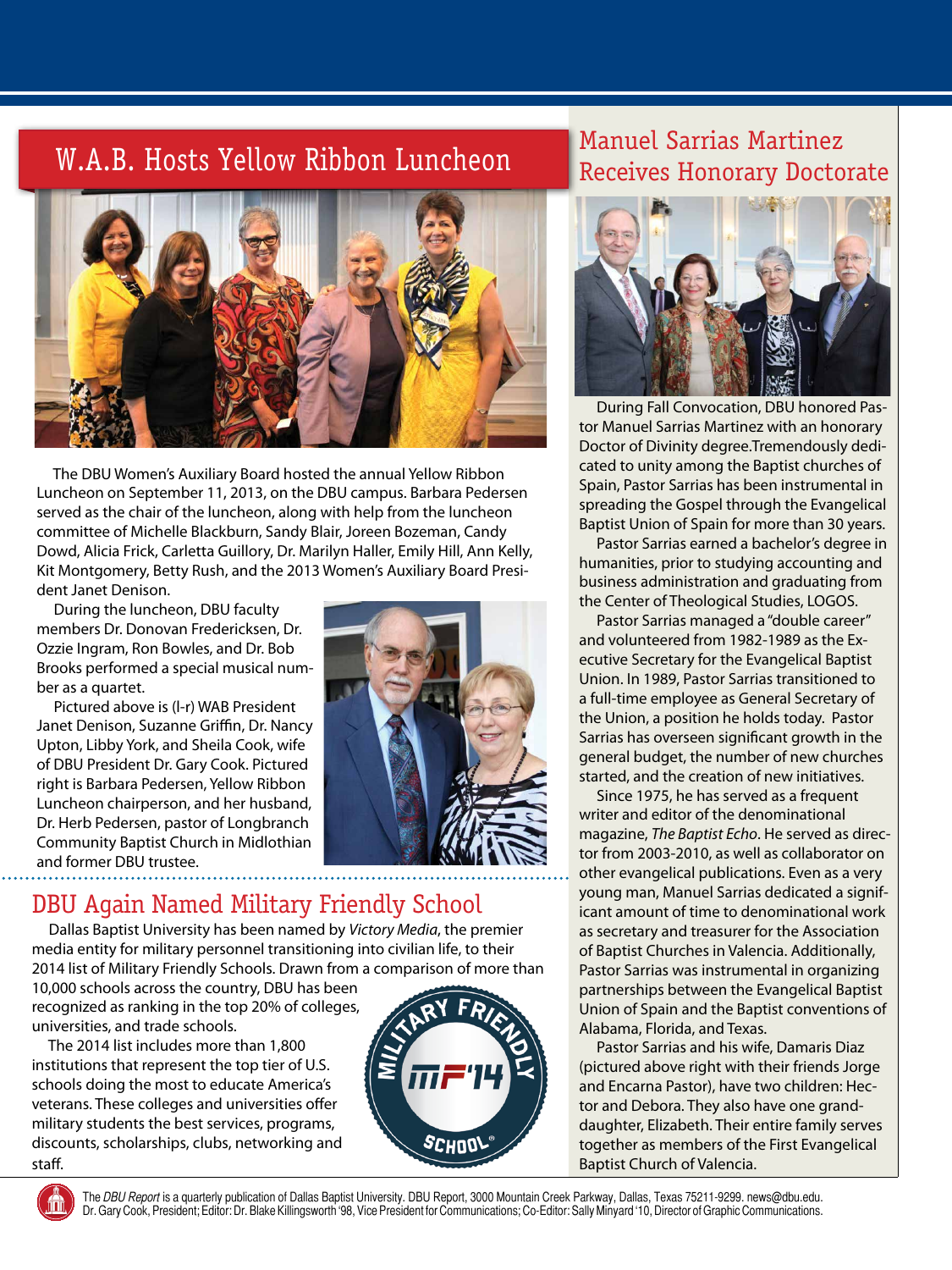## W.A.B. Hosts Yellow Ribbon Luncheon

The DBU Women's Auxiliary Board hosted the annual Yellow Ribbon Luncheon on September 11, 2013, on the DBU campus. Barbara Pedersen served as the chair of the luncheon, along with help from the luncheon committee of Michelle Blackburn, Sandy Blair, Joreen Bozeman, Candy Dowd, Alicia Frick, Carletta Guillory, Dr. Marilyn Haller, Emily Hill, Ann Kelly, Kit Montgomery, Betty Rush, and the 2013 Women's Auxiliary Board President Janet Denison.

During the luncheon, DBU faculty members Dr. Donovan Fredericksen, Dr. Ozzie Ingram, Ron Bowles, and Dr. Bob Brooks performed a special musical number as a quartet.

Pictured above is (l-r) WAB President Janet Denison, Suzanne Griffin, Dr. Nancy Upton, Libby York, and Sheila Cook, wife of DBU President Dr. Gary Cook. Pictured right is Barbara Pedersen, Yellow Ribbon Luncheon chairperson, and her husband, Dr. Herb Pedersen, pastor of Longbranch Community Baptist Church in Midlothian and former DBU trustee.

## DBU Again Named Military Friendly School

Dallas Baptist University has been named by *Victory Media*, the premier media entity for military personnel transitioning into civilian life, to their 2014 list of Military Friendly Schools. Drawn from a comparison of more than 10,000 schools across the country, DBU has been recognized as ranking in the top 20% of colleges, universities, and trade schools.

The 2014 list includes more than 1,800 institutions that represent the top tier of U.S. schools doing the most to educate America's veterans. These colleges and universities offer military students the best services, programs, discounts, scholarships, clubs, networking and staff.

## Manuel Sarrias Martinez Receives Honorary Doctorate

During Fall Convocation, DBU honored Pastor Manuel Sarrias Martinez with an honorary Doctor of Divinity degree.Tremendously dedicated to unity among the Baptist churches of Spain, Pastor Sarrias has been instrumental in spreading the Gospel through the Evangelical Baptist Union of Spain for more than 30 years.

Pastor Sarrias earned a bachelor's degree in humanities, prior to studying accounting and business administration and graduating from the Center of Theological Studies, LOGOS.

Pastor Sarrias managed a "double career" and volunteered from 1982-1989 as the Executive Secretary for the Evangelical Baptist Union. In 1989, Pastor Sarrias transitioned to a full-time employee as General Secretary of the Union, a position he holds today. Pastor Sarrias has overseen significant growth in the general budget, the number of new churches started, and the creation of new initiatives.

Since 1975, he has served as a frequent writer and editor of the denominational magazine, *The Baptist Echo*. He served as director from 2003-2010, as well as collaborator on other evangelical publications. Even as a very young man, Manuel Sarrias dedicated a significant amount of time to denominational work as secretary and treasurer for the Association of Baptist Churches in Valencia. Additionally, Pastor Sarrias was instrumental in organizing partnerships between the Evangelical Baptist Union of Spain and the Baptist conventions of Alabama, Florida, and Texas.

Pastor Sarrias and his wife, Damaris Diaz (pictured above right with their friends Jorge and Encarna Pastor), have two children: Hector and Debora. They also have one granddaughter, Elizabeth. Their entire family serves together as members of the First Evangelical Baptist Church of Valencia.

The *DBU Report* is a quarterly publication of Dallas Baptist University. DBU Report, 3000 Mountain Creek Parkway, Dallas, Texas 75211-9299. news@dbu.edu. Dr. Gary Cook, President; Editor: Dr. Blake Killingsworth '98, Vice President for Communications; Co-Editor: Sally Minyard '10, Director of Graphic Communications.